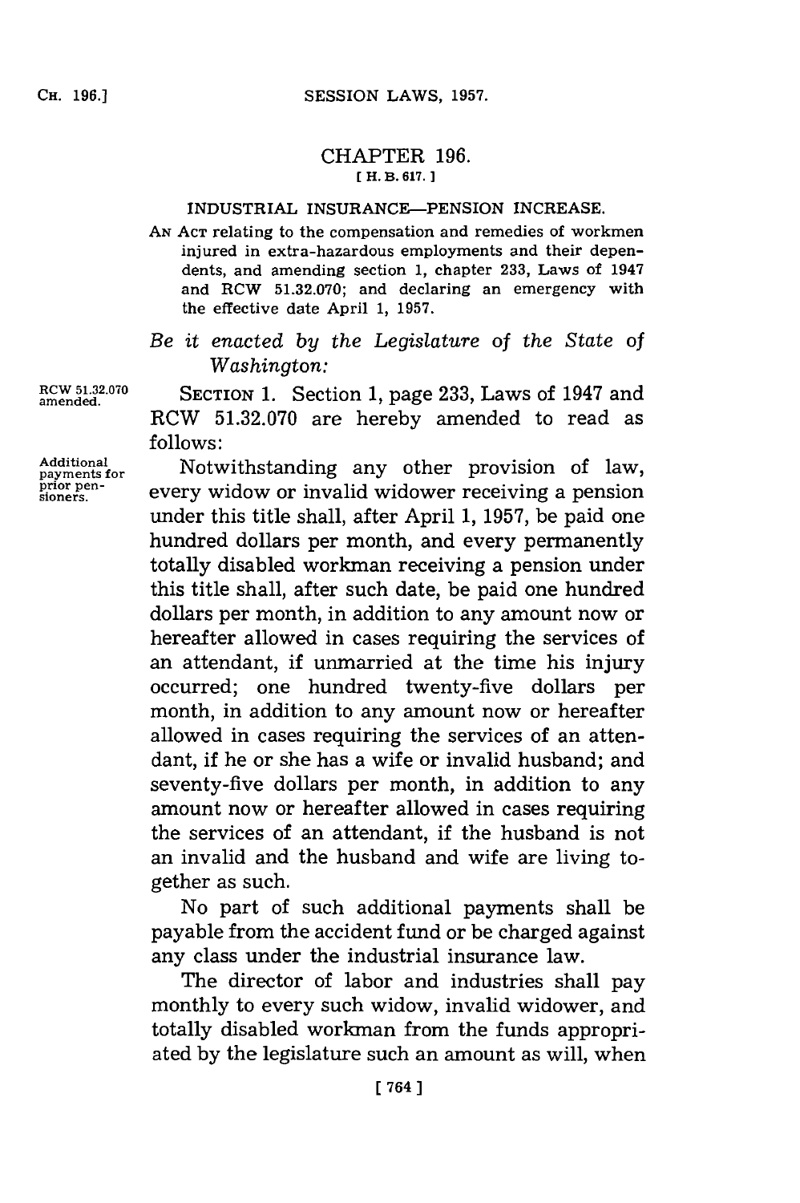# CHAPTER 196.

[ H. B. 617. ]

## INDUSTRIAL INSURANCE—PENSION INCREASE.

AN ACT relating to the compensation and remedies of workmen injured in extra-hazardous employments and their dependents, and amending section 1, chapter 233, Laws of 1947 and RCW 51.32.070; and declaring an emergency with the effective date April 1, 1957.

*Be it enacted by the Legislature of the State of Washington:*

RCW 51.32.070 amended.

SECTION 1. Section 1, page 233, Laws of 1947 and RCW 51.32.070 are hereby amended to read as follows:

Additional payments for prior pensioners.

Notwithstanding any other provision of law, every widow or invalid widower receiving a pension under this title shall, after April 1, 1957, be paid one hundred dollars per month, and every permanently totally disabled workman receiving a pension under this title shall, after such date, be paid one hundred dollars per month, in addition to any amount now or hereafter allowed in cases requiring the services of an attendant, if unmarried at the time his injury occurred; one hundred twenty-five dollars per month, in addition to any amount now or hereafter allowed in cases requiring the services of an attendant, if he or she has a wife or invalid husband; and seventy-five dollars per month, in addition to any amount now or hereafter allowed in cases requiring the services of an attendant, if the husband is not an invalid and the husband and wife are living together as such.

No part of such additional payments shall be payable from the accident fund or be charged against any class under the industrial insurance law.

The director of labor and industries shall pay monthly to every such widow, invalid widower, and totally disabled workman from the funds appropriated by the legislature such an amount as will, when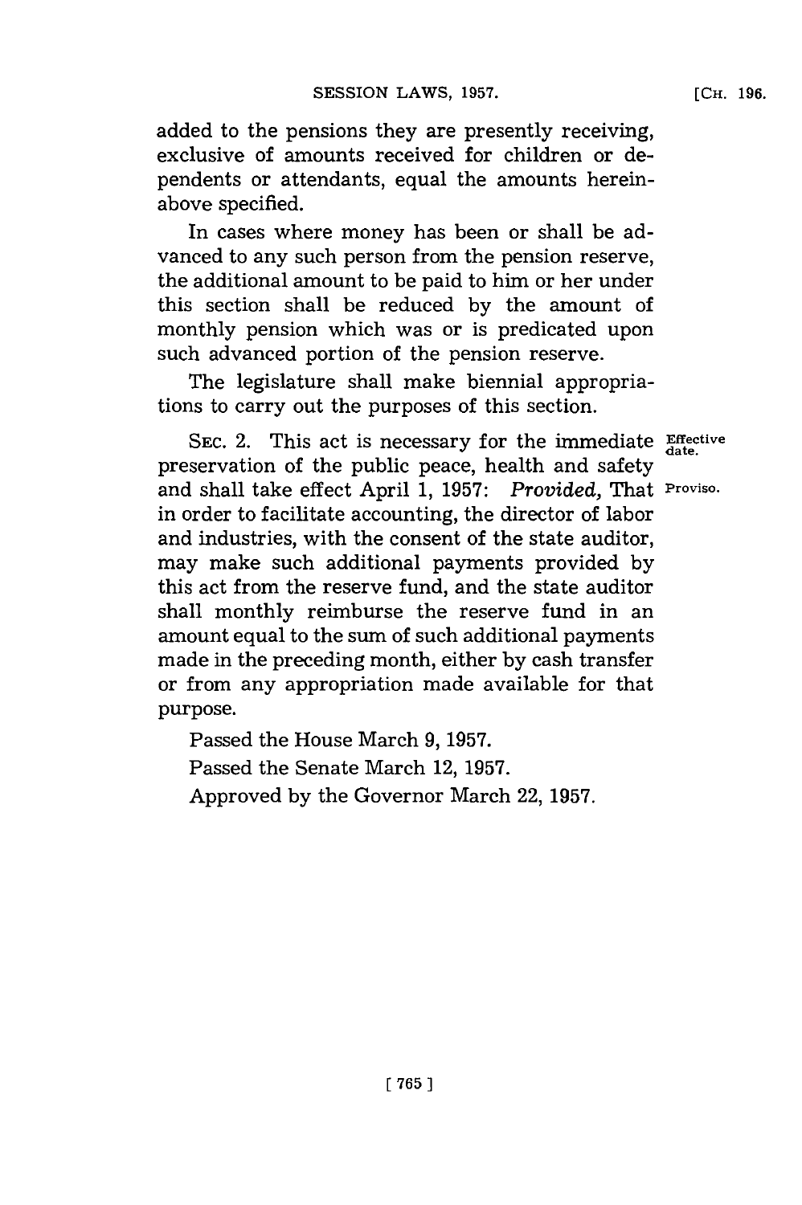added to the pensions they are presently receiving, exclusive of amounts received for children or dependents or attendants, equal the amounts hereinabove specified.

In cases where money has been or shall be advanced to any such person from the pension reserve, the additional amount to be paid to him or her under this section shall be reduced by the amount of monthly pension which was or is predicated upon such advanced portion of the pension reserve.

The legislature shall make biennial appropriations to carry out the purposes of this section.

SEC. 2. This act is necessary for the immediate preservation of the public peace, health and safety and shall take effect April 1, 1957: *Provided,* That in order to facilitate accounting, the director of labor and industries, with the consent of the state auditor, may make such additional payments provided by this act from the reserve fund, and the state auditor shall monthly reimburse the reserve fund in an amount equal to the sum of such additional payments made in the preceding month, either by cash transfer or from any appropriation made available for that purpose.

Effective date.

Proviso.

Passed the House March 9, 1957.

Passed the Senate March 12, 1957.

Approved by the Governor March 22, 1957.